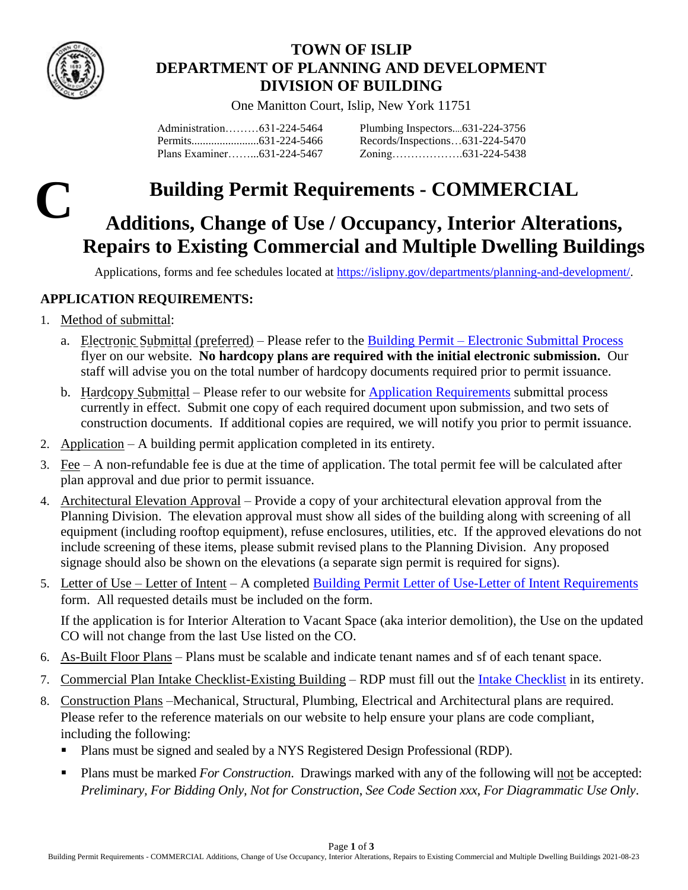# TOWN OF ISLIP
# DEPARTMENT OF PLANNING AND DEVELOPMENT
# DIVISION OF BUILDING

One Manitton Court, Islip, New York 11751

| | |
|---|---|
| Administration………631-224-5464 | Plumbing Inspectors....631-224-3756 |
| Permits........................631-224-5466 | Records/Inspections…631-224-5470 |
| Plans Examiner……...631-224-5467 | Zoning……………….631-224-5438 |

**C**

## Building Permit Requirements - COMMERCIAL

## Additions, Change of Use / Occupancy, Interior Alterations, Repairs to Existing Commercial and Multiple Dwelling Buildings

Applications, forms and fee schedules located at https://islipny.gov/departments/planning-and-development/.

### APPLICATION REQUIREMENTS:

1. Method of submittal:
   a. Electronic Submittal (preferred) – Please refer to the Building Permit – Electronic Submittal Process flyer on our website. **No hardcopy plans are required with the initial electronic submission.** Our staff will advise you on the total number of hardcopy documents required prior to permit issuance.
   b. Hardcopy Submittal – Please refer to our website for Application Requirements submittal process currently in effect. Submit one copy of each required document upon submission, and two sets of construction documents. If additional copies are required, we will notify you prior to permit issuance.
2. Application – A building permit application completed in its entirety.
3. Fee – A non-refundable fee is due at the time of application. The total permit fee will be calculated after plan approval and due prior to permit issuance.
4. Architectural Elevation Approval – Provide a copy of your architectural elevation approval from the Planning Division. The elevation approval must show all sides of the building along with screening of all equipment (including rooftop equipment), refuse enclosures, utilities, etc. If the approved elevations do not include screening of these items, please submit revised plans to the Planning Division. Any proposed signage should also be shown on the elevations (a separate sign permit is required for signs).
5. Letter of Use – Letter of Intent – A completed Building Permit Letter of Use-Letter of Intent Requirements form. All requested details must be included on the form.

   If the application is for Interior Alteration to Vacant Space (aka interior demolition), the Use on the updated CO will not change from the last Use listed on the CO.
6. As-Built Floor Plans – Plans must be scalable and indicate tenant names and sf of each tenant space.
7. Commercial Plan Intake Checklist-Existing Building – RDP must fill out the Intake Checklist in its entirety.
8. Construction Plans –Mechanical, Structural, Plumbing, Electrical and Architectural plans are required. Please refer to the reference materials on our website to help ensure your plans are code compliant, including the following:
   - Plans must be signed and sealed by a NYS Registered Design Professional (RDP).
   - Plans must be marked *For Construction*. Drawings marked with any of the following will not be accepted: *Preliminary, For Bidding Only, Not for Construction, See Code Section xxx, For Diagrammatic Use Only*.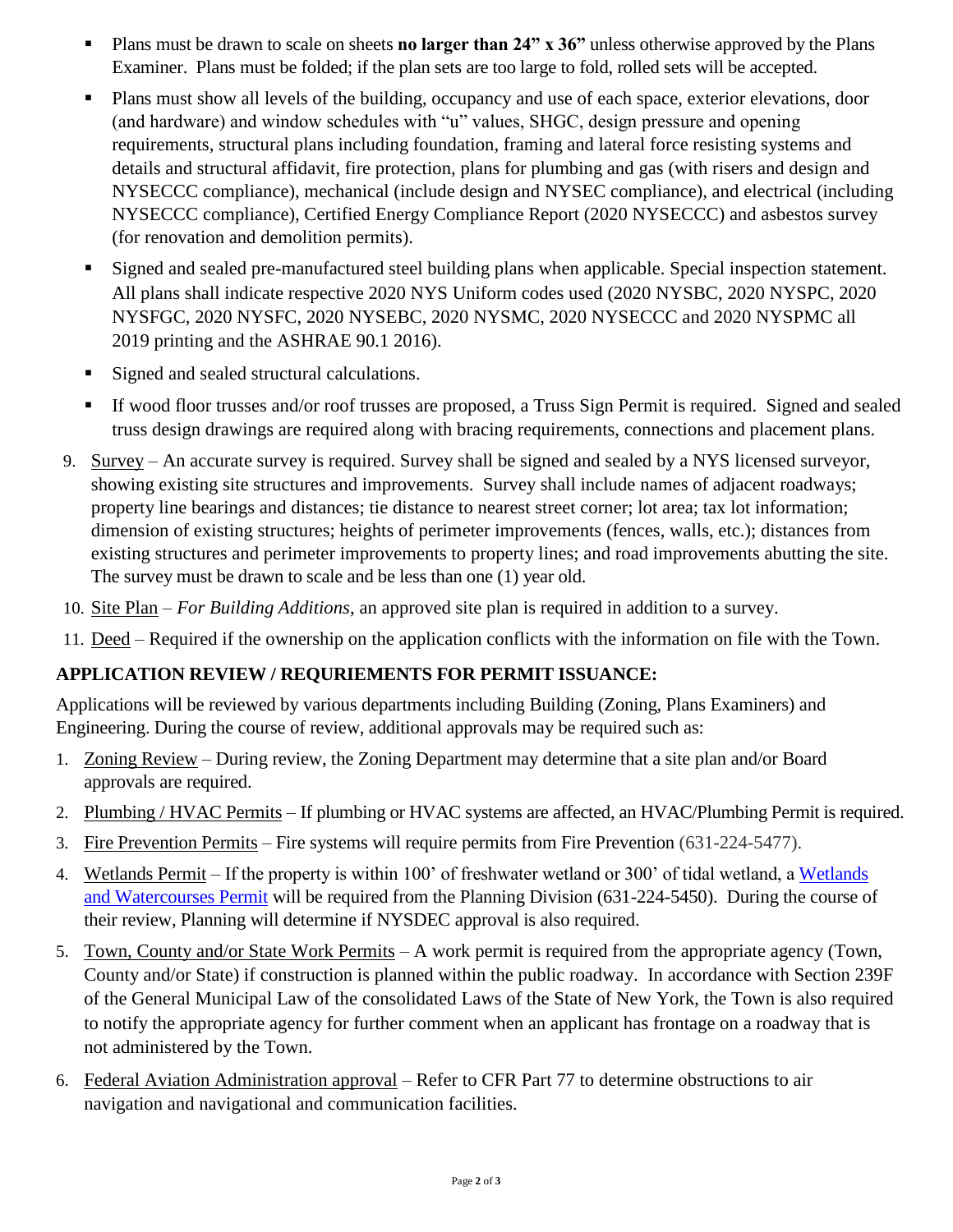- Plans must be drawn to scale on sheets **no larger than 24" x 36"** unless otherwise approved by the Plans Examiner. Plans must be folded; if the plan sets are too large to fold, rolled sets will be accepted.
- Plans must show all levels of the building, occupancy and use of each space, exterior elevations, door (and hardware) and window schedules with "u" values, SHGC, design pressure and opening requirements, structural plans including foundation, framing and lateral force resisting systems and details and structural affidavit, fire protection, plans for plumbing and gas (with risers and design and NYSECCC compliance), mechanical (include design and NYSEC compliance), and electrical (including NYSECCC compliance), Certified Energy Compliance Report (2020 NYSECCC) and asbestos survey (for renovation and demolition permits).
- Signed and sealed pre-manufactured steel building plans when applicable. Special inspection statement. All plans shall indicate respective 2020 NYS Uniform codes used (2020 NYSBC, 2020 NYSPC, 2020 NYSFGC, 2020 NYSFC, 2020 NYSEBC, 2020 NYSMC, 2020 NYSECCC and 2020 NYSPMC all 2019 printing and the ASHRAE 90.1 2016).
- Signed and sealed structural calculations.
- If wood floor trusses and/or roof trusses are proposed, a Truss Sign Permit is required. Signed and sealed truss design drawings are required along with bracing requirements, connections and placement plans.

9. Survey – An accurate survey is required. Survey shall be signed and sealed by a NYS licensed surveyor, showing existing site structures and improvements. Survey shall include names of adjacent roadways; property line bearings and distances; tie distance to nearest street corner; lot area; tax lot information; dimension of existing structures; heights of perimeter improvements (fences, walls, etc.); distances from existing structures and perimeter improvements to property lines; and road improvements abutting the site. The survey must be drawn to scale and be less than one (1) year old.
10. Site Plan – *For Building Additions*, an approved site plan is required in addition to a survey.
11. Deed – Required if the ownership on the application conflicts with the information on file with the Town.

**APPLICATION REVIEW / REQURIEMENTS FOR PERMIT ISSUANCE:**

Applications will be reviewed by various departments including Building (Zoning, Plans Examiners) and Engineering. During the course of review, additional approvals may be required such as:

1. Zoning Review – During review, the Zoning Department may determine that a site plan and/or Board approvals are required.
2. Plumbing / HVAC Permits – If plumbing or HVAC systems are affected, an HVAC/Plumbing Permit is required.
3. Fire Prevention Permits – Fire systems will require permits from Fire Prevention (631-224-5477).
4. Wetlands Permit – If the property is within 100' of freshwater wetland or 300' of tidal wetland, a Wetlands and Watercourses Permit will be required from the Planning Division (631-224-5450). During the course of their review, Planning will determine if NYSDEC approval is also required.
5. Town, County and/or State Work Permits – A work permit is required from the appropriate agency (Town, County and/or State) if construction is planned within the public roadway. In accordance with Section 239F of the General Municipal Law of the consolidated Laws of the State of New York, the Town is also required to notify the appropriate agency for further comment when an applicant has frontage on a roadway that is not administered by the Town.
6. Federal Aviation Administration approval – Refer to CFR Part 77 to determine obstructions to air navigation and navigational and communication facilities.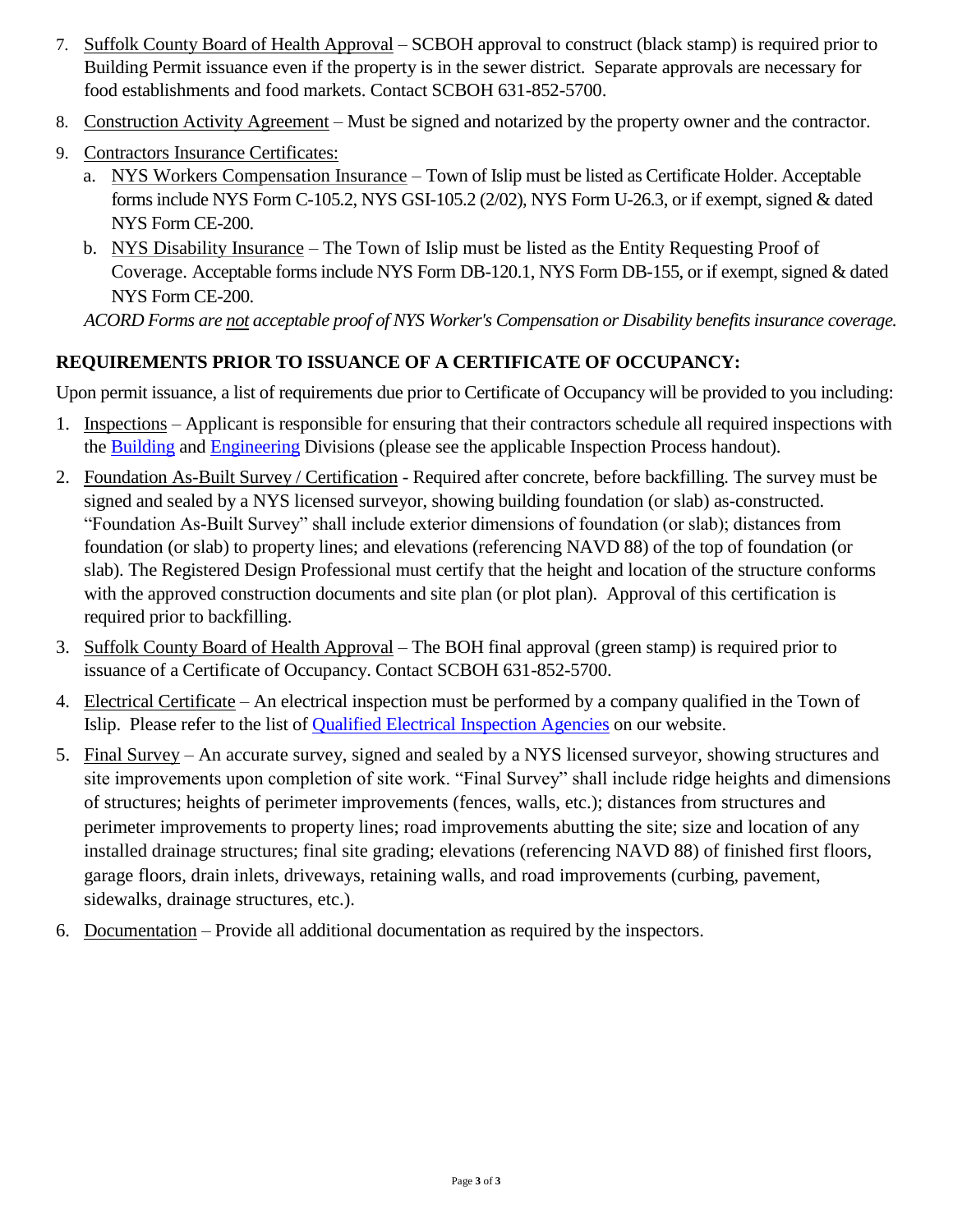7. Suffolk County Board of Health Approval – SCBOH approval to construct (black stamp) is required prior to Building Permit issuance even if the property is in the sewer district. Separate approvals are necessary for food establishments and food markets. Contact SCBOH 631-852-5700.
8. Construction Activity Agreement – Must be signed and notarized by the property owner and the contractor.
9. Contractors Insurance Certificates:
   a. NYS Workers Compensation Insurance – Town of Islip must be listed as Certificate Holder. Acceptable forms include NYS Form C-105.2, NYS GSI-105.2 (2/02), NYS Form U-26.3, or if exempt, signed & dated NYS Form CE-200.
   b. NYS Disability Insurance – The Town of Islip must be listed as the Entity Requesting Proof of Coverage. Acceptable forms include NYS Form DB-120.1, NYS Form DB-155, or if exempt, signed & dated NYS Form CE-200.

   *ACORD Forms are not acceptable proof of NYS Worker's Compensation or Disability benefits insurance coverage.*

## REQUIREMENTS PRIOR TO ISSUANCE OF A CERTIFICATE OF OCCUPANCY:

Upon permit issuance, a list of requirements due prior to Certificate of Occupancy will be provided to you including:

1. Inspections – Applicant is responsible for ensuring that their contractors schedule all required inspections with the Building and Engineering Divisions (please see the applicable Inspection Process handout).
2. Foundation As-Built Survey / Certification - Required after concrete, before backfilling. The survey must be signed and sealed by a NYS licensed surveyor, showing building foundation (or slab) as-constructed. "Foundation As-Built Survey" shall include exterior dimensions of foundation (or slab); distances from foundation (or slab) to property lines; and elevations (referencing NAVD 88) of the top of foundation (or slab). The Registered Design Professional must certify that the height and location of the structure conforms with the approved construction documents and site plan (or plot plan). Approval of this certification is required prior to backfilling.
3. Suffolk County Board of Health Approval – The BOH final approval (green stamp) is required prior to issuance of a Certificate of Occupancy. Contact SCBOH 631-852-5700.
4. Electrical Certificate – An electrical inspection must be performed by a company qualified in the Town of Islip. Please refer to the list of Qualified Electrical Inspection Agencies on our website.
5. Final Survey – An accurate survey, signed and sealed by a NYS licensed surveyor, showing structures and site improvements upon completion of site work. "Final Survey" shall include ridge heights and dimensions of structures; heights of perimeter improvements (fences, walls, etc.); distances from structures and perimeter improvements to property lines; road improvements abutting the site; size and location of any installed drainage structures; final site grading; elevations (referencing NAVD 88) of finished first floors, garage floors, drain inlets, driveways, retaining walls, and road improvements (curbing, pavement, sidewalks, drainage structures, etc.).
6. Documentation – Provide all additional documentation as required by the inspectors.